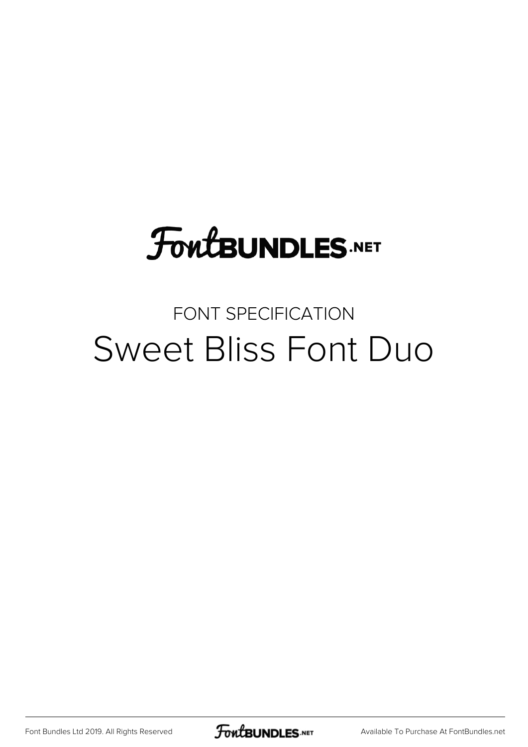FontBUNDLES.NET

FONT SPECIFICATION

# Sweet Bliss Font Duo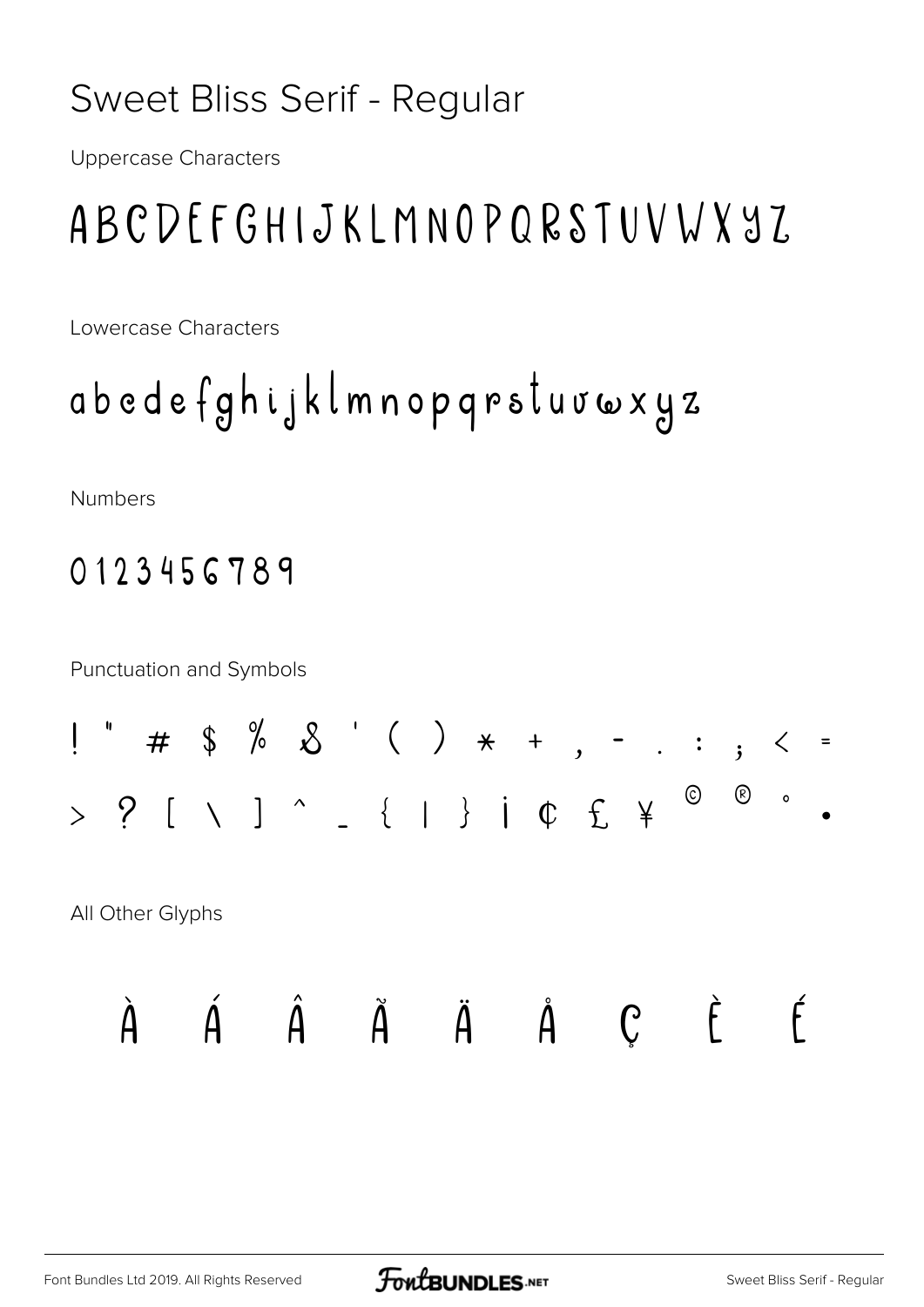# Sweet Bliss Serif - Regular

Uppercase Characters

ABCDEFGHIJKLMNOPQRSTUVWXYZ

Lowercase Characters

abcdefghijklmnopqrstuvwxyz

Numbers

0123456789

Punctuation and Symbols

! " # $ % & ' ( ) * + , - . : ; < =

> ? [ \ ] ^ _ { | } ¡ ¢ £ ¥ © ® ° •

All Other Glyphs

À Á Â Ã Ä Å Ç È É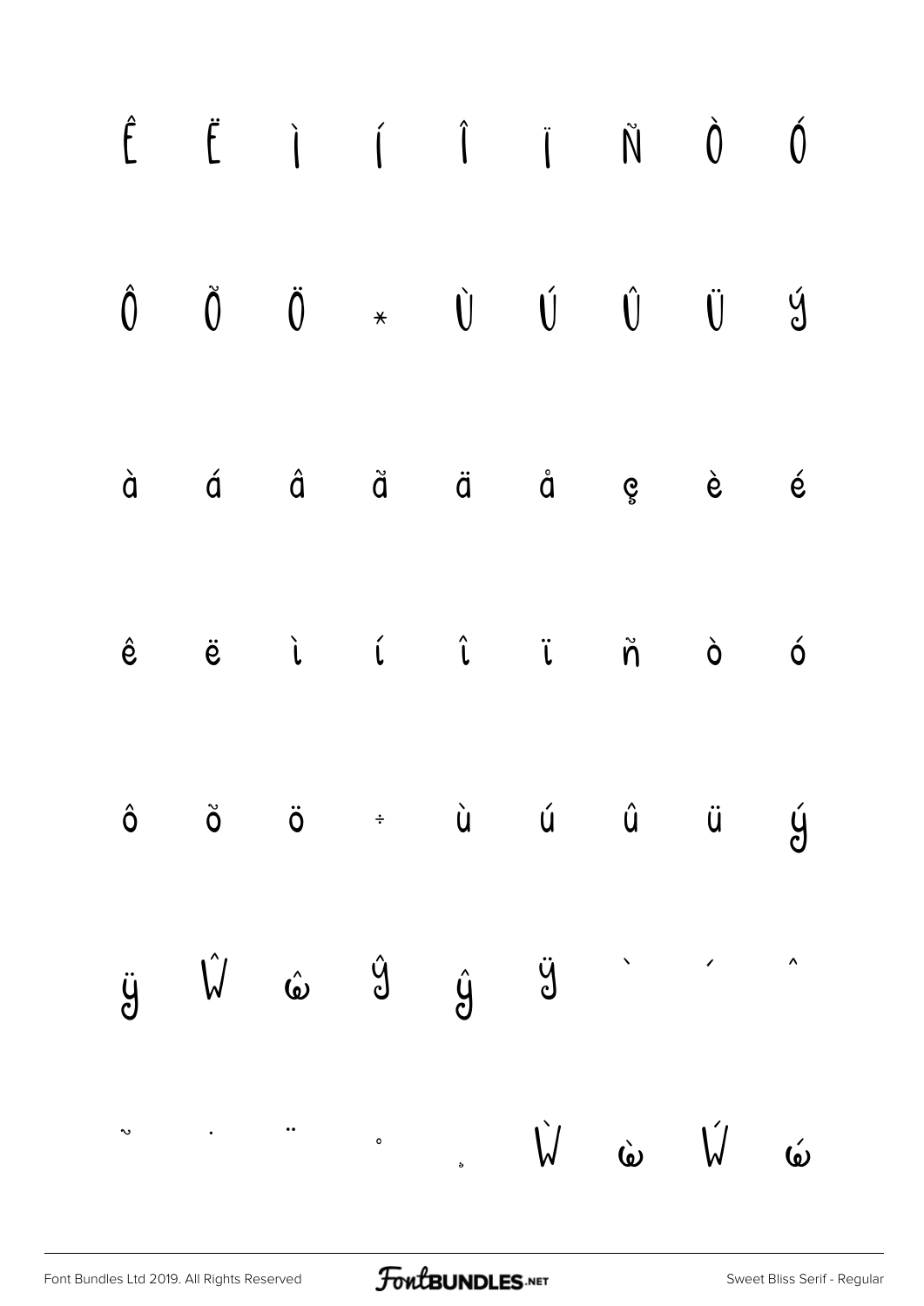Ê Ë Ì Í Î Ï Ñ Ò Ó

Ô Õ Ö × Ù Ú Û Ü Ý

à á â ã ä å ç è é

ê ë ì í î ï ñ ò ó

ô õ ö ÷ ù ú û ü ý

ÿ Ŵ ŵ Ŷ ŷ Ÿ ` ´ ^

˜ ˙ ¨ ˚ ¸ Ẁ ẁ Ẃ ẃ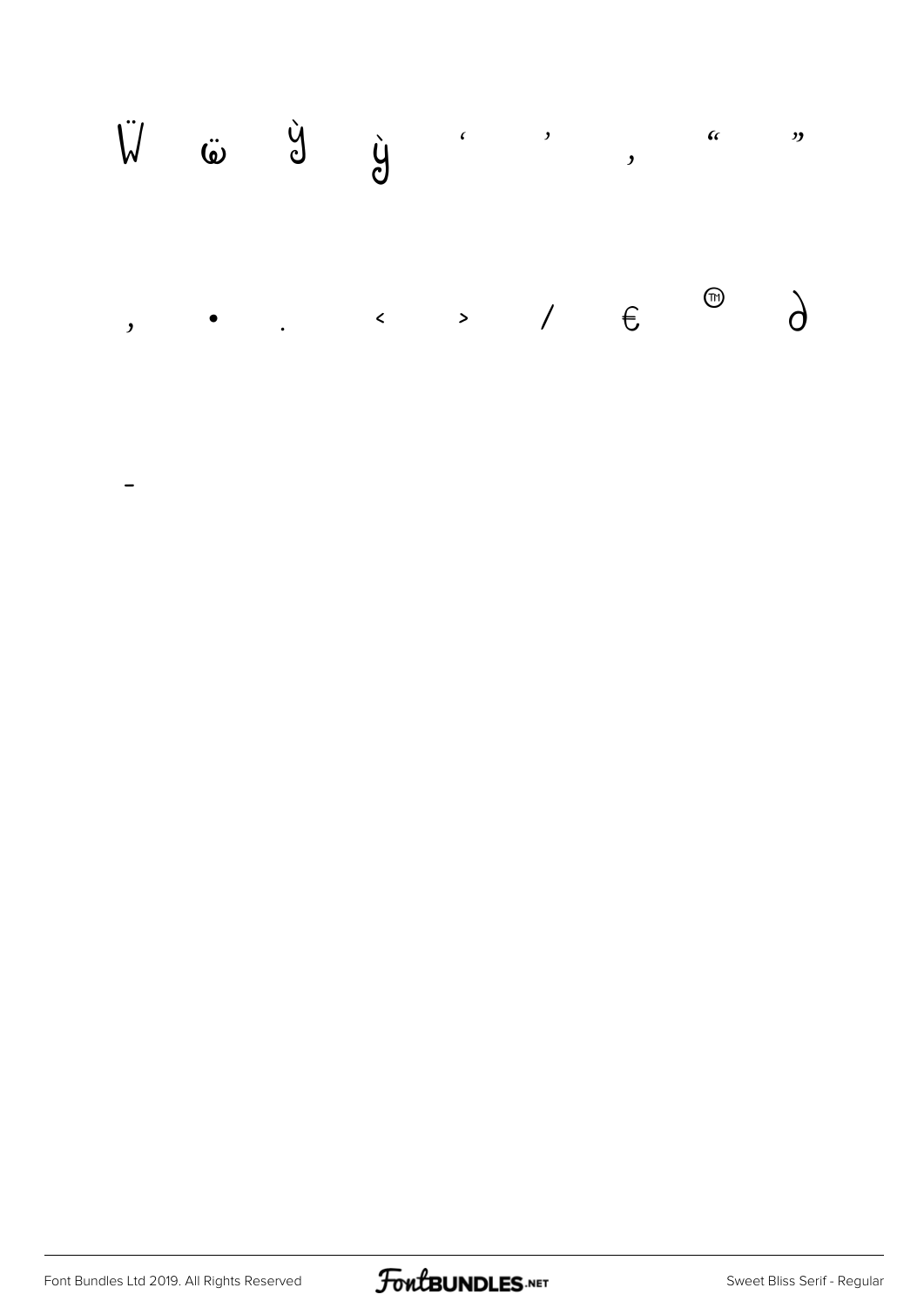Ẅ ẅ Ỳ ỳ ‘ ’ ‚ “ ”

„ • … ‹ › ⁄ € ™ ∂

-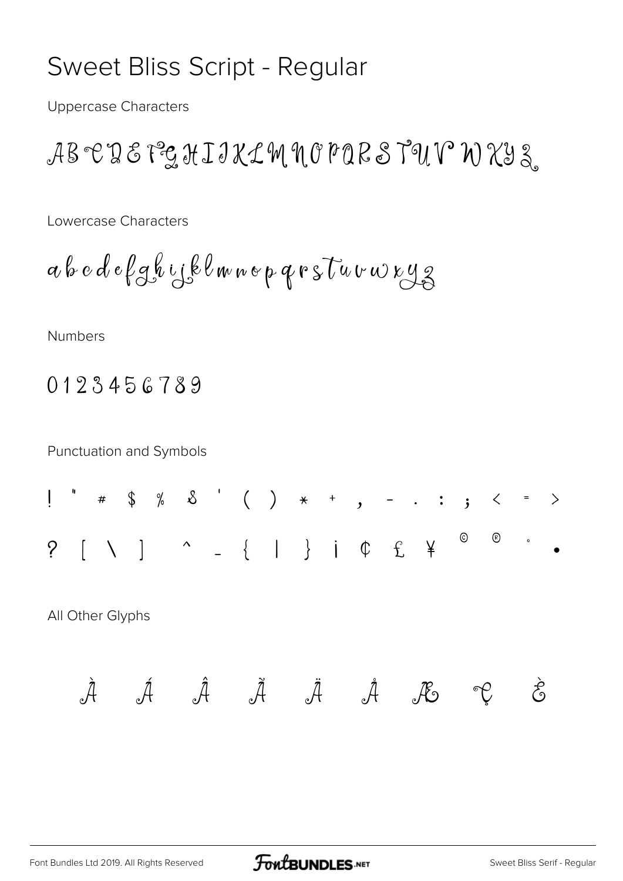# Sweet Bliss Script - Regular

Uppercase Characters

A B C D E F G H I J K L M N O P Q R S T U V W X Y Z

Lowercase Characters

a b c d e f g h i j k l m n o p q r s t u v w x y z

Numbers

0 1 2 3 4 5 6 7 8 9

Punctuation and Symbols

! " # $ % & ' ( ) * + , - . : ; < = >

? [ \ ] ^ _ { | } ¡ ¢ £ ¥ © ® ° •

All Other Glyphs

À Á Â Ã Ä Å Æ Ç È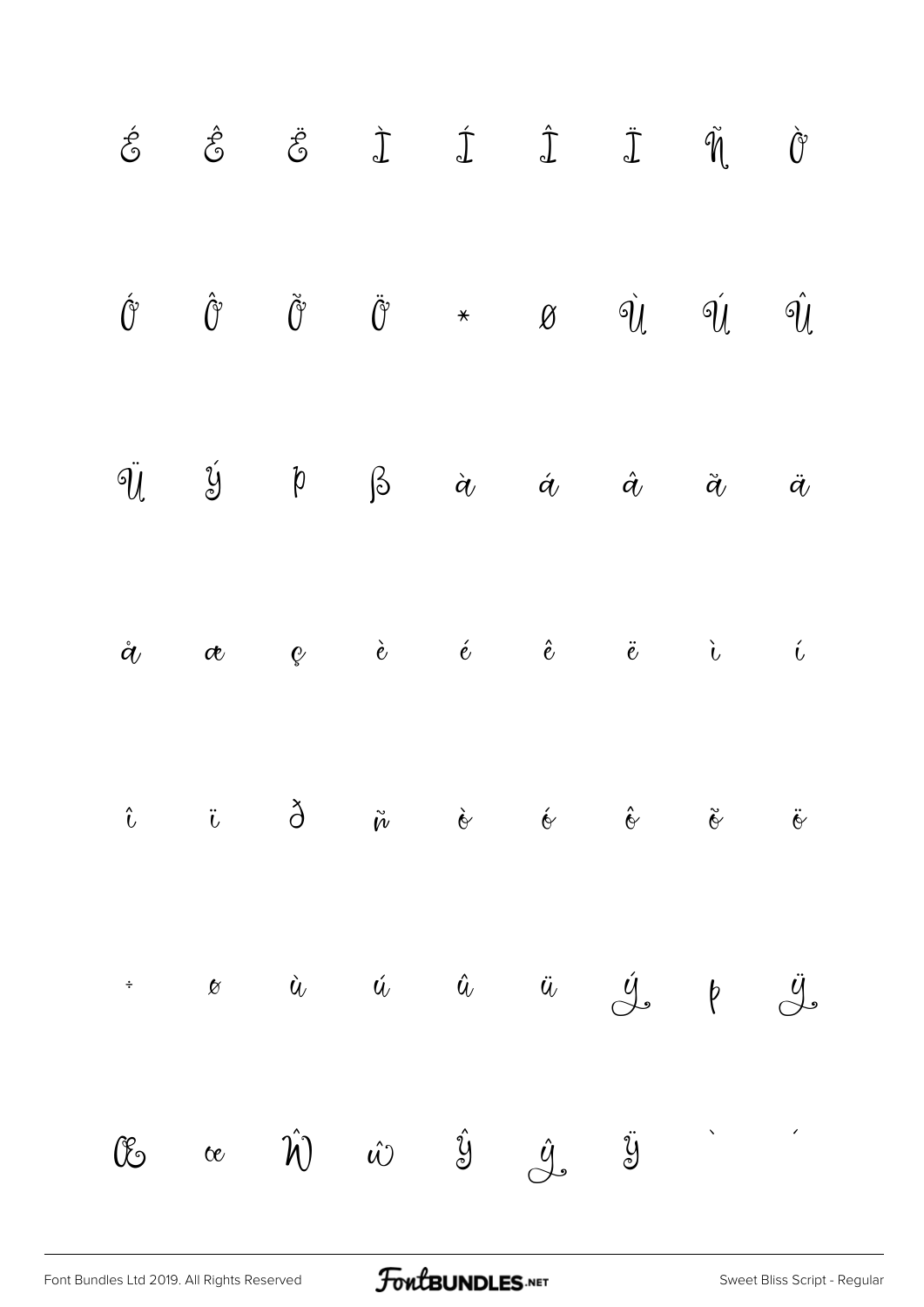É Ê Ë Ì Í Î Ï Ñ Ò

Ó Ô Õ Ö * Ø Ù Ú Û

Ü Ý Þ ß à á â ã ä

å æ ç è é ê ë ì í

î ï ð ñ ò ó ô õ ö

÷ ø ù ú û ü ý þ ÿ

Œ œ Ŵ ŵ Ŷ ŷ Ÿ ` ´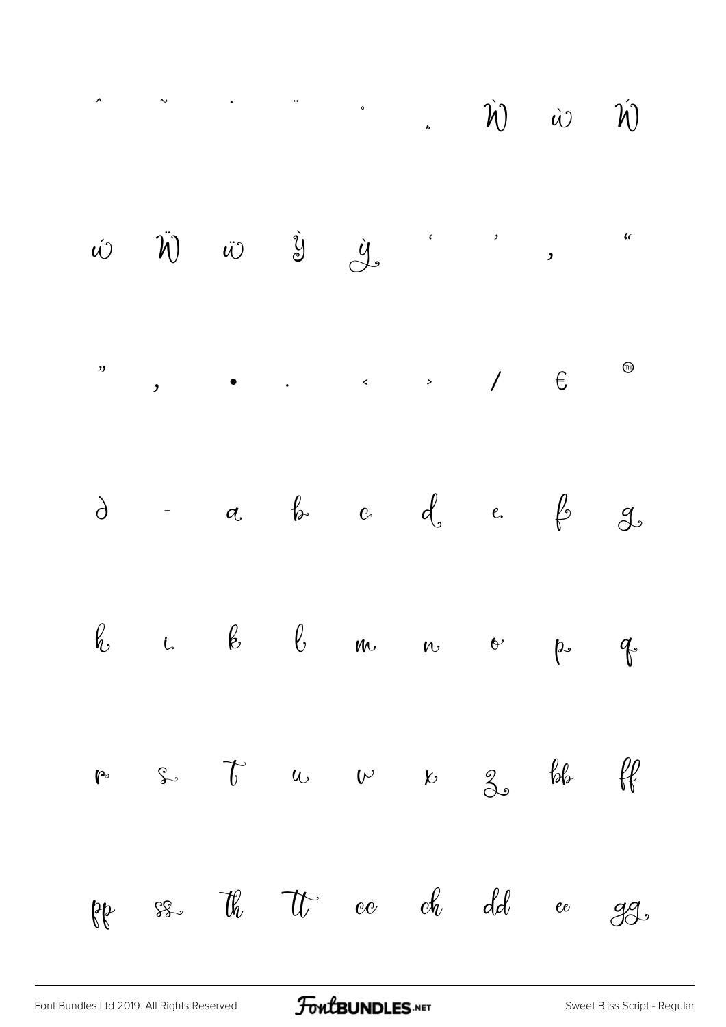| | | | | | | | | |
|---|---|---|---|---|---|---|---|---|
| ^ | ˜ | ˙ | ¨ | ˚ | ˛ | Ẁ | ẁ | Ẃ |
| ẃ | Ẅ | ẅ | Ỳ | ỳ | ‘ | ’ | ‚ | “ |
| ” | „ | • | . | ‹ | › | ⁄ | € | ™ |
| ∂ | - | a | b | c | d | e | f | g |
| h | i | k | l | m | n | o | p | q |
| r | s | t | u | v | x | z | bb | ff |
| pp | ss | Th | Tt | cc | ch | dd | ee | gg |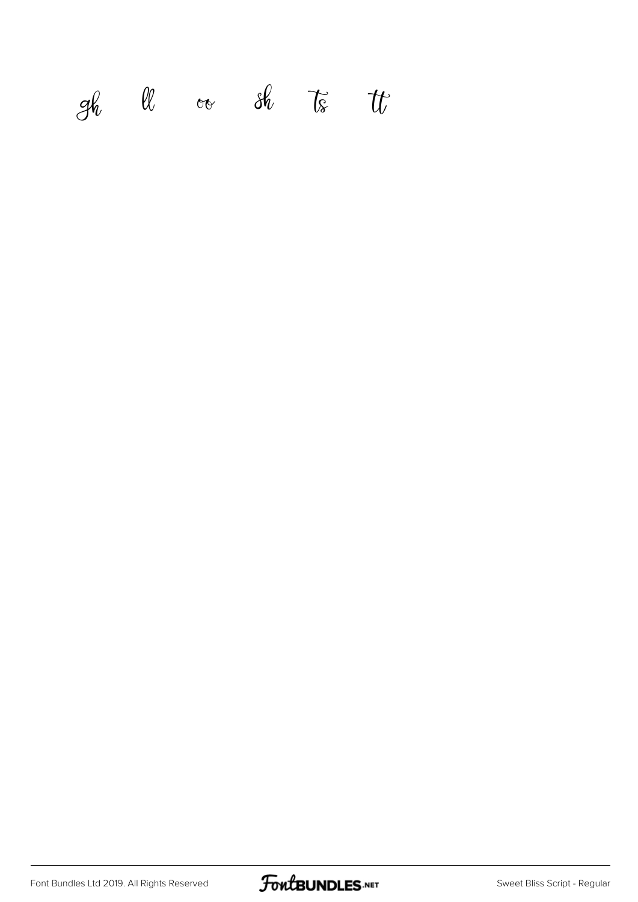gh ll oo sh ts tt